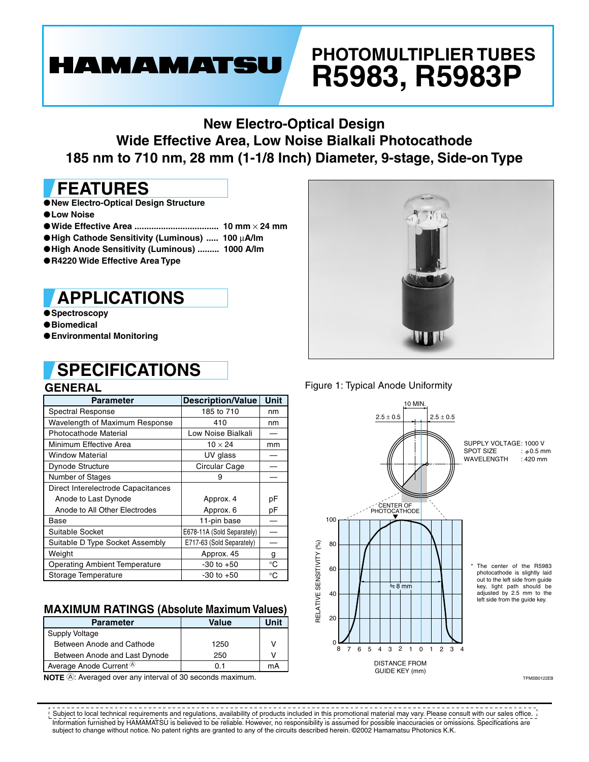# HAMAMATSU

# PHOTOMULTIPLIER TUBES R5983, R5983P

**New Electro-Optical Design**
**Wide Effective Area, Low Noise Bialkali Photocathode**
**185 nm to 710 nm, 28 mm (1-1/8 Inch) Diameter, 9-stage, Side-on Type**

## FEATURES

- **New Electro-Optical Design Structure**
- **Low Noise**
- **Wide Effective Area .................................. 10 mm × 24 mm**
- **High Cathode Sensitivity (Luminous) ..... 100 µA/lm**
- **High Anode Sensitivity (Luminous) ......... 1000 A/lm**
- **R4220 Wide Effective Area Type**

## APPLICATIONS

- **Spectroscopy**
- **Biomedical**
- **Environmental Monitoring**

## SPECIFICATIONS

### GENERAL

| Parameter | Description/Value | Unit |
|---|---|---|
| Spectral Response | 185 to 710 | nm |
| Wavelength of Maximum Response | 410 | nm |
| Photocathode Material | Low Noise Bialkali | — |
| Minimum Effective Area | 10 × 24 | mm |
| Window Material | UV glass | — |
| Dynode Structure | Circular Cage | — |
| Number of Stages | 9 | — |
| Direct Interelectrode Capacitances | | |
| Anode to Last Dynode | Approx. 4 | pF |
| Anode to All Other Electrodes | Approx. 6 | pF |
| Base | 11-pin base | — |
| Suitable Socket | E678-11A (Sold Separately) | — |
| Suitable D Type Socket Assembly | E717-63 (Sold Separately) | — |
| Weight | Approx. 45 | g |
| Operating Ambient Temperature | -30 to +50 | °C |
| Storage Temperature | -30 to +50 | °C |

### MAXIMUM RATINGS (Absolute Maximum Values)

| Parameter | Value | Unit |
|---|---|---|
| Supply Voltage | | |
| Between Anode and Cathode | 1250 | V |
| Between Anode and Last Dynode | 250 | V |
| Average Anode Current (A) | 0.1 | mA |

**NOTE** (A): Averaged over any interval of 30 seconds maximum.

Figure 1: Typical Anode Uniformity

SUPPLY VOLTAGE: 1000 V
SPOT SIZE : φ0.5 mm
WAVELENGTH : 420 mm

\* The center of the R5983 photocathode is slightly laid out to the left side from guide key, light path should be adjusted by 2.5 mm to the left side from the guide key.

TPMSB0122EB

Subject to local technical requirements and regulations, availability of products included in this promotional material may vary. Please consult with our sales office.
Information furnished by HAMAMATSU is believed to be reliable. However, no responsibility is assumed for possible inaccuracies or omissions. Specifications are subject to change without notice. No patent rights are granted to any of the circuits described herein. ©2002 Hamamatsu Photonics K.K.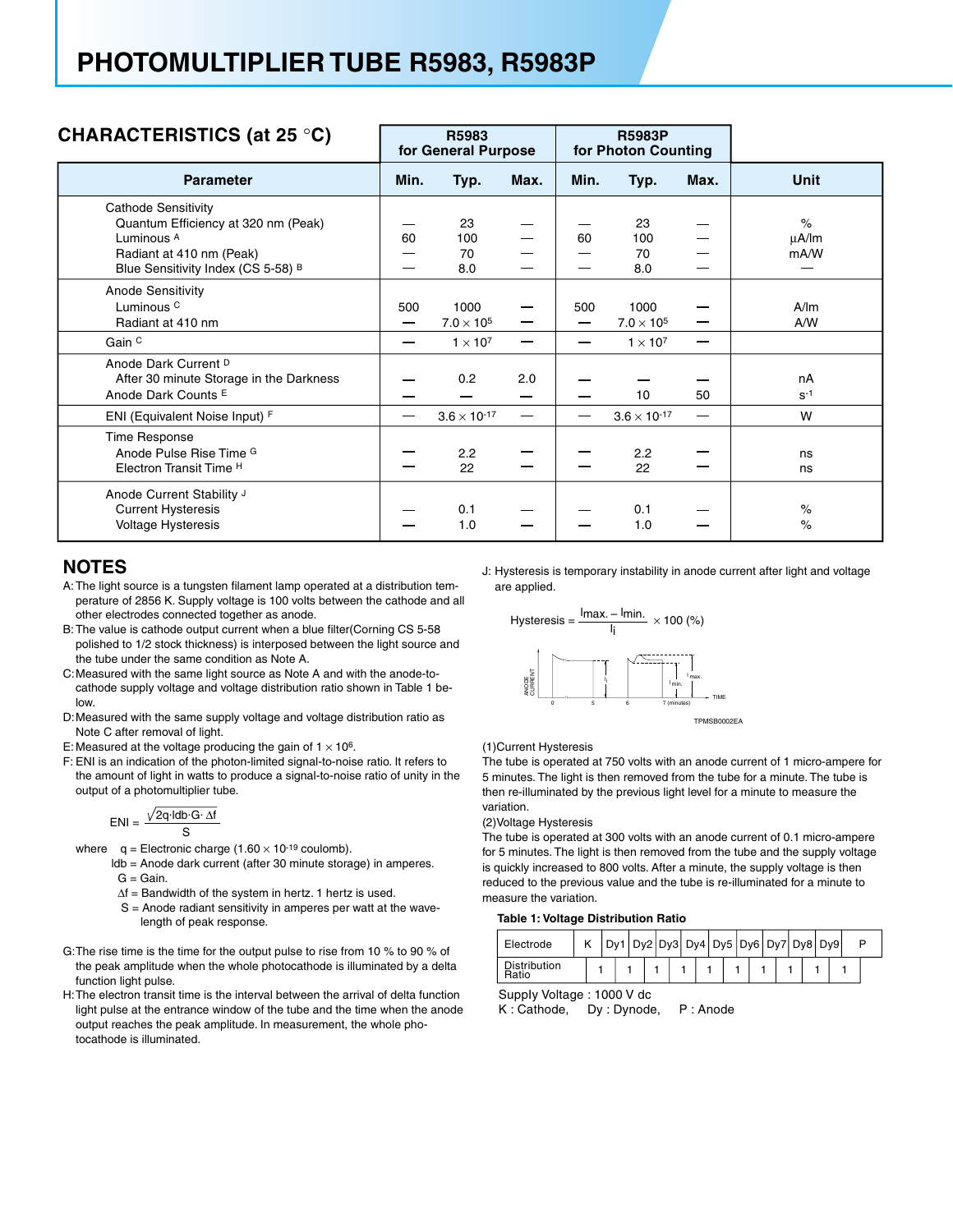# PHOTOMULTIPLIER TUBE R5983, R5983P

## CHARACTERISTICS (at 25 °C)

| Parameter | R5983 for General Purpose | | | R5983P for Photon Counting | | | Unit |
|---|---|---|---|---|---|---|---|
| | Min. | Typ. | Max. | Min. | Typ. | Max. | |
| **Cathode Sensitivity** | | | | | | | |
| Quantum Efficiency at 320 nm (Peak) | — | 23 | — | — | 23 | — | % |
| Luminous [A] | 60 | 100 | — | 60 | 100 | — | μA/lm |
| Radiant at 410 nm (Peak) | — | 70 | — | — | 70 | — | mA/W |
| Blue Sensitivity Index (CS 5-58) [B] | — | 8.0 | — | — | 8.0 | — | — |
| **Anode Sensitivity** | | | | | | | |
| Luminous [C] | 500 | 1000 | — | 500 | 1000 | — | A/lm |
| Radiant at 410 nm | — | $7.0 \times 10^5$ | — | — | $7.0 \times 10^5$ | — | A/W |
| Gain [C] | — | $1 \times 10^7$ | — | — | $1 \times 10^7$ | — | |
| **Anode Dark Current** [D] | | | | | | | |
| After 30 minute Storage in the Darkness | — | 0.2 | 2.0 | — | — | — | nA |
| Anode Dark Counts [E] | — | — | — | — | 10 | 50 | $s^{-1}$ |
| ENI (Equivalent Noise Input) [F] | — | $3.6 \times 10^{-17}$ | — | — | $3.6 \times 10^{-17}$ | — | W |
| **Time Response** | | | | | | | |
| Anode Pulse Rise Time [G] | — | 2.2 | — | — | 2.2 | — | ns |
| Electron Transit Time [H] | — | 22 | — | — | 22 | — | ns |
| **Anode Current Stability** [J] | | | | | | | |
| Current Hysteresis | — | 0.1 | — | — | 0.1 | — | % |
| Voltage Hysteresis | — | 1.0 | — | — | 1.0 | — | % |

## NOTES

A: The light source is a tungsten filament lamp operated at a distribution temperature of 2856 K. Supply voltage is 100 volts between the cathode and all other electrodes connected together as anode.

B: The value is cathode output current when a blue filter(Corning CS 5-58 polished to 1/2 stock thickness) is interposed between the light source and the tube under the same condition as Note A.

C: Measured with the same light source as Note A and with the anode-to-cathode supply voltage and voltage distribution ratio shown in Table 1 below.

D: Measured with the same supply voltage and voltage distribution ratio as Note C after removal of light.

E: Measured at the voltage producing the gain of $1 \times 10^6$.

F: ENI is an indication of the photon-limited signal-to-noise ratio. It refers to the amount of light in watts to produce a signal-to-noise ratio of unity in the output of a photomultiplier tube.

$$\text{ENI} = \frac{\sqrt{2q \cdot Idb \cdot G \cdot \Delta f}}{S}$$

where  q = Electronic charge ($1.60 \times 10^{-19}$ coulomb).
Idb = Anode dark current (after 30 minute storage) in amperes.
G = Gain.
$\Delta f$ = Bandwidth of the system in hertz. 1 hertz is used.
S = Anode radiant sensitivity in amperes per watt at the wavelength of peak response.

G: The rise time is the time for the output pulse to rise from 10 % to 90 % of the peak amplitude when the whole photocathode is illuminated by a delta function light pulse.

H: The electron transit time is the interval between the arrival of delta function light pulse at the entrance window of the tube and the time when the anode output reaches the peak amplitude. In measurement, the whole photocathode is illuminated.

J: Hysteresis is temporary instability in anode current after light and voltage are applied.

$$\text{Hysteresis} = \frac{I_{max.} - I_{min.}}{I_i} \times 100\ (\%)$$

TPMSB0002EA

(1)Current Hysteresis
The tube is operated at 750 volts with an anode current of 1 micro-ampere for 5 minutes. The light is then removed from the tube for a minute. The tube is then re-illuminated by the previous light level for a minute to measure the variation.

(2)Voltage Hysteresis
The tube is operated at 300 volts with an anode current of 0.1 micro-ampere for 5 minutes. The light is then removed from the tube and the supply voltage is quickly increased to 800 volts. After a minute, the supply voltage is then reduced to the previous value and the tube is re-illuminated for a minute to measure the variation.

**Table 1: Voltage Distribution Ratio**

| Electrode | K | | Dy1 | | Dy2 | | Dy3 | | Dy4 | | Dy5 | | Dy6 | | Dy7 | | Dy8 | | Dy9 | | P |
|---|---|---|---|---|---|---|---|---|---|---|---|---|---|---|---|---|---|---|---|---|---|
| Distribution Ratio | | 1 | | 1 | | 1 | | 1 | | 1 | | 1 | | 1 | | 1 | | 1 | | 1 | |

Supply Voltage : 1000 V dc
K : Cathode,  Dy : Dynode,  P : Anode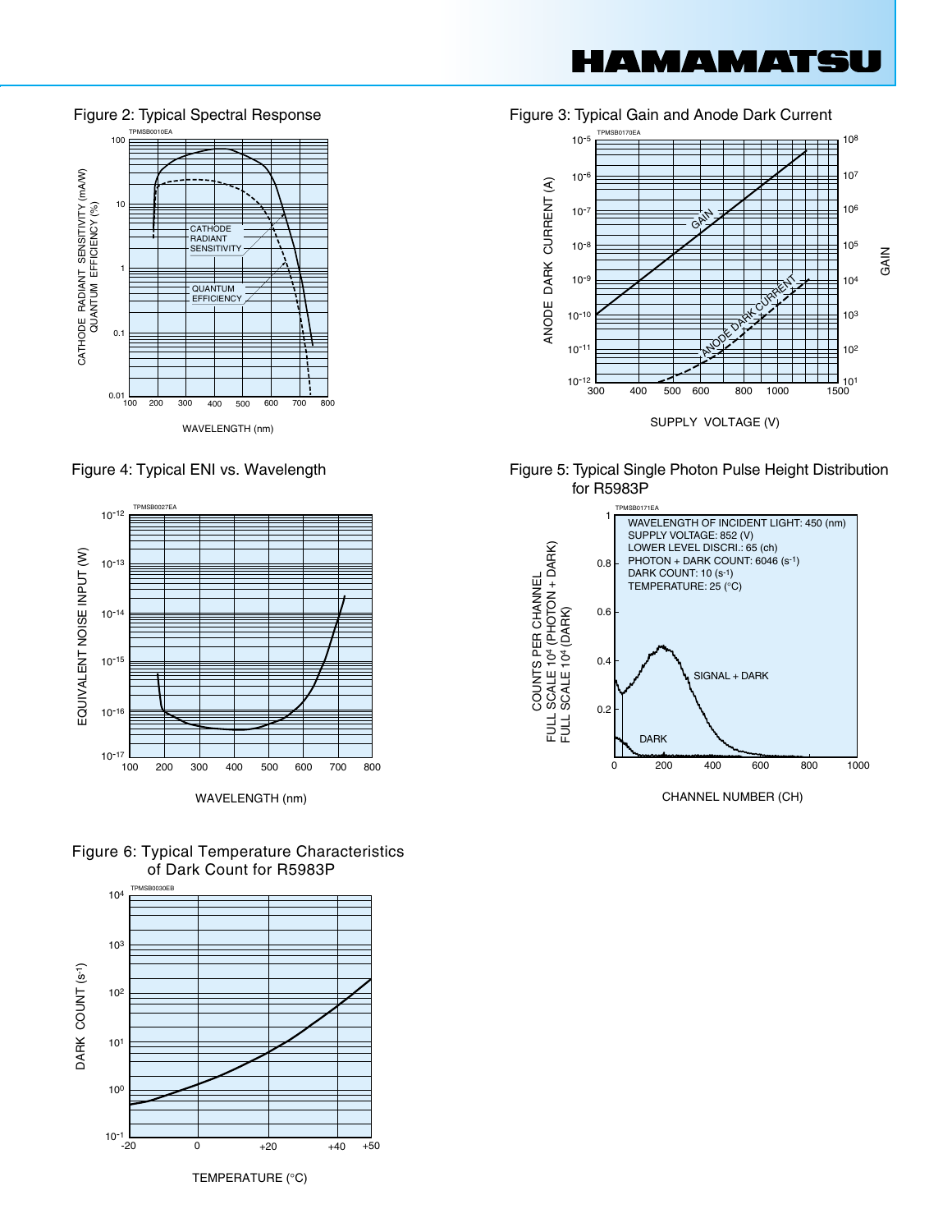Figure 2: Typical Spectral Response

Figure 3: Typical Gain and Anode Dark Current

Figure 4: Typical ENI vs. Wavelength

Figure 5: Typical Single Photon Pulse Height Distribution for R5983P

Figure 6: Typical Temperature Characteristics of Dark Count for R5983P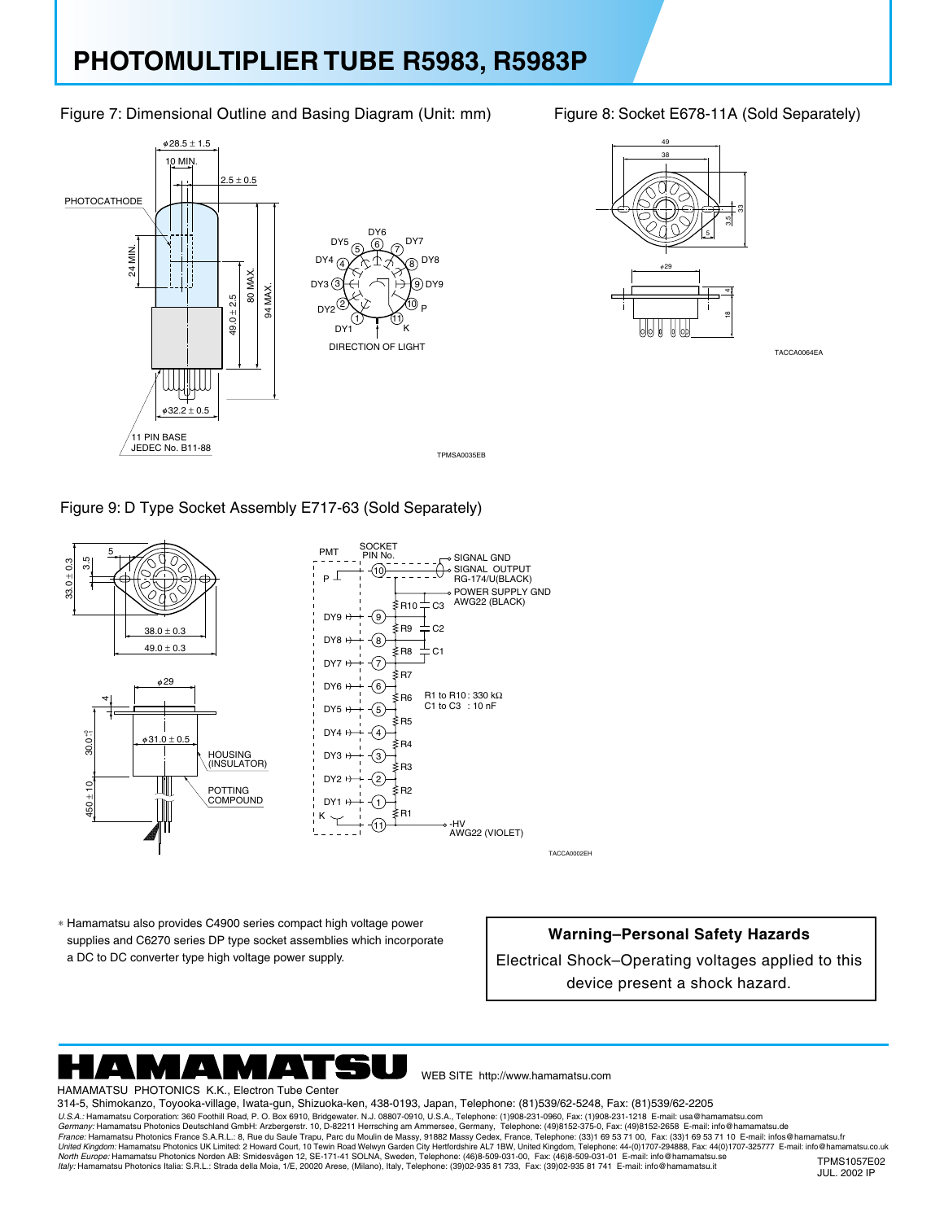# PHOTOMULTIPLIER TUBE R5983, R5983P

Figure 7: Dimensional Outline and Basing Diagram (Unit: mm)

φ28.5 ± 1.5
10 MIN.
2.5 ± 0.5
PHOTOCATHODE
24 MIN.
49.0 ± 2.5
80 MAX.
94 MAX.
φ32.2 ± 0.5
11 PIN BASE
JEDEC No. B11-88

DY6
DY5
DY7
DY4
DY8
DY3
DY9
DY2
P
DY1
K
DIRECTION OF LIGHT

TPMSA0035EB

Figure 8: Socket E678-11A (Sold Separately)

49
38
33
3.5
5
φ29
4
18

TACCA0064EA

Figure 9: D Type Socket Assembly E717-63 (Sold Separately)

5
3.5
33.0 ± 0.3
38.0 ± 0.3
49.0 ± 0.3
φ29
4
30.0 $^{+0}_{-1}$
φ31.0 ± 0.5
HOUSING (INSULATOR)
POTTING COMPOUND
450 ± 10

PMT
SOCKET PIN No.
SIGNAL GND
SIGNAL OUTPUT RG-174/U(BLACK)
POWER SUPPLY GND AWG22 (BLACK)
P
DY9
DY8
DY7
DY6
DY5
DY4
DY3
DY2
DY1
K
R1 to R10 : 330 kΩ
C1 to C3 : 10 nF
-HV AWG22 (VIOLET)

TACCA0002EH

∗ Hamamatsu also provides C4900 series compact high voltage power supplies and C6270 series DP type socket assemblies which incorporate a DC to DC converter type high voltage power supply.

**Warning–Personal Safety Hazards**

Electrical Shock–Operating voltages applied to this device present a shock hazard.

HAMAMATSU

WEB SITE http://www.hamamatsu.com

HAMAMATSU PHOTONICS K.K., Electron Tube Center
314-5, Shimokanzo, Toyooka-village, Iwata-gun, Shizuoka-ken, 438-0193, Japan, Telephone: (81)539/62-5248, Fax: (81)539/62-2205

*U.S.A.:* Hamamatsu Corporation: 360 Foothill Road, P. O. Box 6910, Bridgewater. N.J. 08807-0910, U.S.A., Telephone: (1)908-231-0960, Fax: (1)908-231-1218 E-mail: usa@hamamatsu.com
*Germany:* Hamamatsu Photonics Deutschland GmbH: Arzbergerstr. 10, D-82211 Herrsching am Ammersee, Germany, Telephone: (49)8152-375-0, Fax: (49)8152-2658 E-mail: info@hamamatsu.de
*France:* Hamamatsu Photonics France S.A.R.L.: 8, Rue du Saule Trapu, Parc du Moulin de Massy, 91882 Massy Cedex, France, Telephone: (33)1 69 53 71 00, Fax: (33)1 69 53 71 10 E-mail: infos@hamamatsu.fr
*United Kingdom:* Hamamatsu Photonics UK Limited: 2 Howard Court, 10 Tewin Road Welwyn Garden City Hertfordshire AL7 1BW, United Kingdom, Telephone: 44-(0)1707-294888, Fax: 44(0)1707-325777 E-mail: info@hamamatsu.co.uk
*North Europe:* Hamamatsu Photonics Norden AB: Smidesvägen 12, SE-171-41 SOLNA, Sweden, Telephone: (46)8-509-031-00, Fax: (46)8-509-031-01 E-mail: info@hamamatsu.se
*Italy:* Hamamatsu Photonics Italia: S.R.L.: Strada della Moia, 1/E, 20020 Arese, (Milano), Italy, Telephone: (39)02-935 81 733, Fax: (39)02-935 81 741 E-mail: info@hamamatsu.it

TPMS1057E02
JUL. 2002 IP